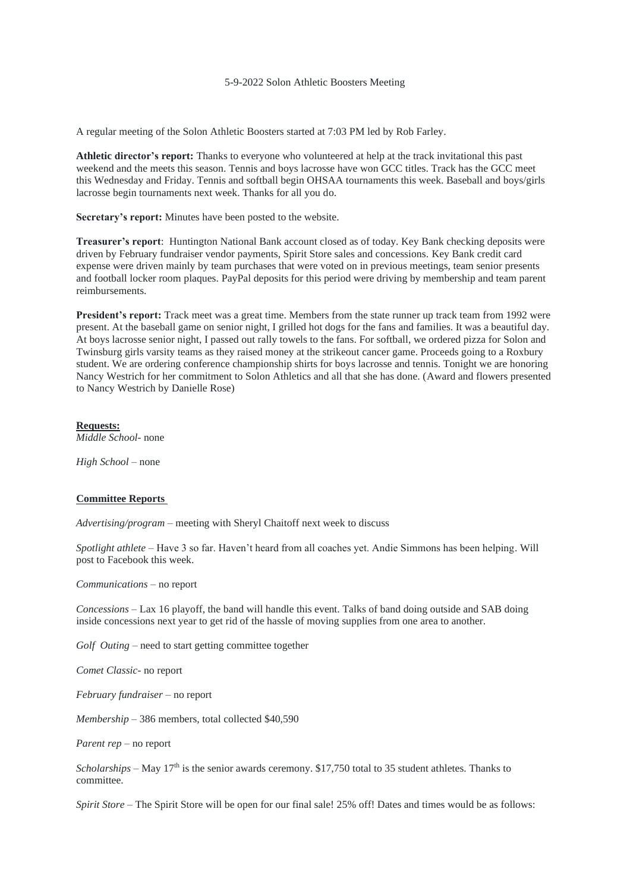5-9-2022 Solon Athletic Boosters Meeting

A regular meeting of the Solon Athletic Boosters started at 7:03 PM led by Rob Farley.

**Athletic director's report:** Thanks to everyone who volunteered at help at the track invitational this past weekend and the meets this season. Tennis and boys lacrosse have won GCC titles. Track has the GCC meet this Wednesday and Friday. Tennis and softball begin OHSAA tournaments this week. Baseball and boys/girls lacrosse begin tournaments next week. Thanks for all you do.

**Secretary's report:** Minutes have been posted to the website.

**Treasurer's report**: Huntington National Bank account closed as of today. Key Bank checking deposits were driven by February fundraiser vendor payments, Spirit Store sales and concessions. Key Bank credit card expense were driven mainly by team purchases that were voted on in previous meetings, team senior presents and football locker room plaques. PayPal deposits for this period were driving by membership and team parent reimbursements.

**President's report:** Track meet was a great time. Members from the state runner up track team from 1992 were present. At the baseball game on senior night, I grilled hot dogs for the fans and families. It was a beautiful day. At boys lacrosse senior night, I passed out rally towels to the fans. For softball, we ordered pizza for Solon and Twinsburg girls varsity teams as they raised money at the strikeout cancer game. Proceeds going to a Roxbury student. We are ordering conference championship shirts for boys lacrosse and tennis. Tonight we are honoring Nancy Westrich for her commitment to Solon Athletics and all that she has done. (Award and flowers presented to Nancy Westrich by Danielle Rose)

**Requests:**

*Middle School*- none

*High School* – none

**Committee Reports**

*Advertising/program* – meeting with Sheryl Chaitoff next week to discuss

*Spotlight athlete* – Have 3 so far. Haven't heard from all coaches yet. Andie Simmons has been helping. Will post to Facebook this week.

*Communications* – no report

*Concessions* – Lax 16 playoff, the band will handle this event. Talks of band doing outside and SAB doing inside concessions next year to get rid of the hassle of moving supplies from one area to another.

*Golf Outing* – need to start getting committee together

*Comet Classic*- no report

*February fundraiser* – no report

*Membership* – 386 members, total collected $40,590

*Parent rep* – no report

*Scholarships* – May 17th is the senior awards ceremony. $17,750 total to 35 student athletes. Thanks to committee.

*Spirit Store* – The Spirit Store will be open for our final sale! 25% off! Dates and times would be as follows: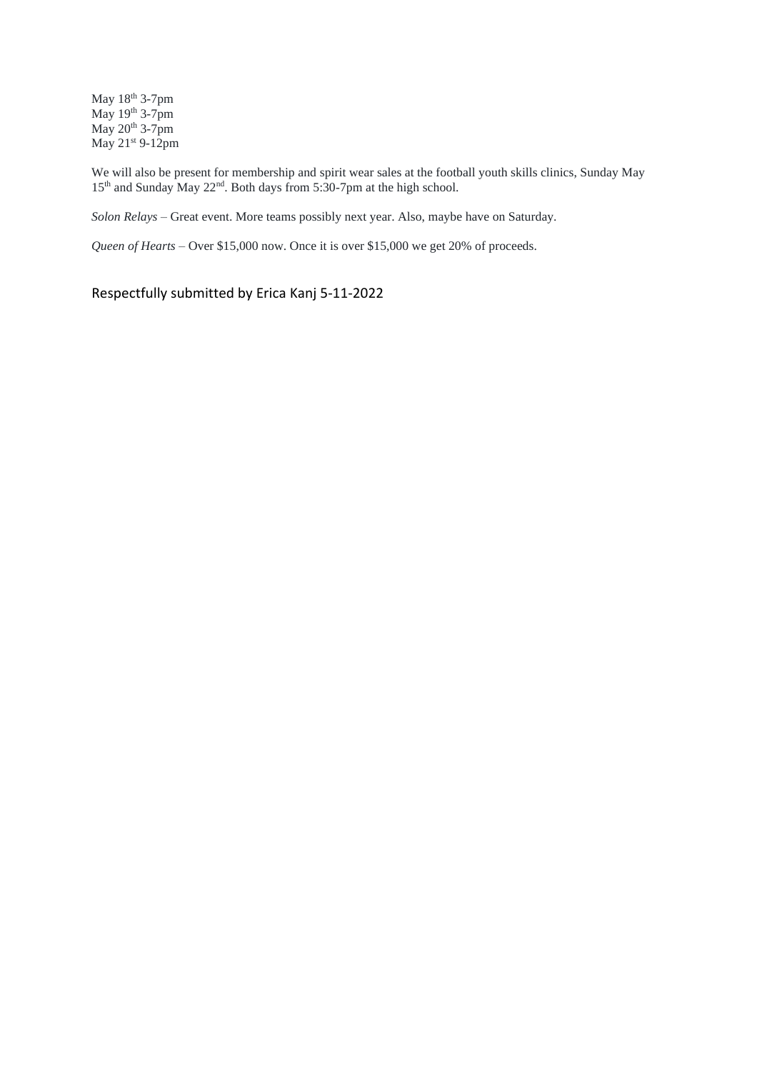May 18th 3-7pm
May 19th 3-7pm
May 20th 3-7pm
May 21st 9-12pm

We will also be present for membership and spirit wear sales at the football youth skills clinics, Sunday May 15th and Sunday May 22nd. Both days from 5:30-7pm at the high school.

*Solon Relays* – Great event. More teams possibly next year. Also, maybe have on Saturday.

*Queen of Hearts* – Over $15,000 now. Once it is over $15,000 we get 20% of proceeds.

Respectfully submitted by Erica Kanj 5-11-2022